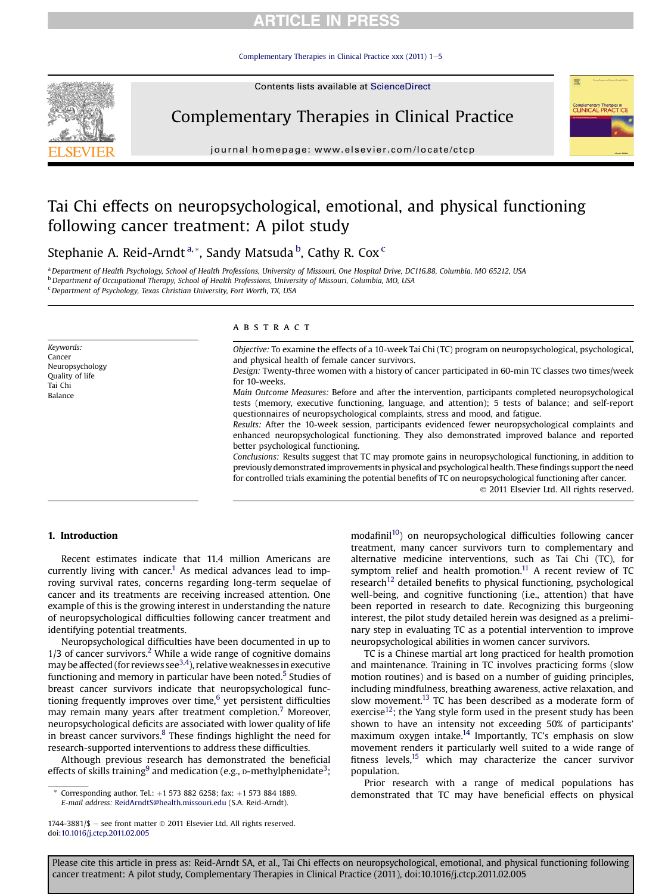# Tai Chi effects on neuropsychological, emotional, and physical functioning following cancer treatment: A pilot study

Stephanie A. Reid-Arndt [a,*], Sandy Matsuda [b], Cathy R. Cox [c]

[a] Department of Health Psychology, School of Health Professions, University of Missouri, One Hospital Drive, DC116.88, Columbia, MO 65212, USA
[b] Department of Occupational Therapy, School of Health Professions, University of Missouri, Columbia, MO, USA
[c] Department of Psychology, Texas Christian University, Fort Worth, TX, USA

*Keywords:*
Cancer
Neuropsychology
Quality of life
Tai Chi
Balance

## ABSTRACT

*Objective:* To examine the effects of a 10-week Tai Chi (TC) program on neuropsychological, psychological, and physical health of female cancer survivors.

*Design:* Twenty-three women with a history of cancer participated in 60-min TC classes two times/week for 10-weeks.

*Main Outcome Measures:* Before and after the intervention, participants completed neuropsychological tests (memory, executive functioning, language, and attention); 5 tests of balance; and self-report questionnaires of neuropsychological complaints, stress and mood, and fatigue.

*Results:* After the 10-week session, participants evidenced fewer neuropsychological complaints and enhanced neuropsychological functioning. They also demonstrated improved balance and reported better psychological functioning.

*Conclusions:* Results suggest that TC may promote gains in neuropsychological functioning, in addition to previously demonstrated improvements in physical and psychological health. These findings support the need for controlled trials examining the potential benefits of TC on neuropsychological functioning after cancer.

© 2011 Elsevier Ltd. All rights reserved.

## 1. Introduction

Recent estimates indicate that 11.4 million Americans are currently living with cancer.[1] As medical advances lead to improving survival rates, concerns regarding long-term sequelae of cancer and its treatments are receiving increased attention. One example of this is the growing interest in understanding the nature of neuropsychological difficulties following cancer treatment and identifying potential treatments.

Neuropsychological difficulties have been documented in up to 1/3 of cancer survivors.[2] While a wide range of cognitive domains may be affected (for reviews see[3,4]), relative weaknesses in executive functioning and memory in particular have been noted.[5] Studies of breast cancer survivors indicate that neuropsychological functioning frequently improves over time,[6] yet persistent difficulties may remain many years after treatment completion.[7] Moreover, neuropsychological deficits are associated with lower quality of life in breast cancer survivors.[8] These findings highlight the need for research-supported interventions to address these difficulties.

Although previous research has demonstrated the beneficial effects of skills training[9] and medication (e.g., D-methylphenidate[3]; modafinil[10]) on neuropsychological difficulties following cancer treatment, many cancer survivors turn to complementary and alternative medicine interventions, such as Tai Chi (TC), for symptom relief and health promotion.[11] A recent review of TC research[12] detailed benefits to physical functioning, psychological well-being, and cognitive functioning (i.e., attention) that have been reported in research to date. Recognizing this burgeoning interest, the pilot study detailed herein was designed as a preliminary step in evaluating TC as a potential intervention to improve neuropsychological abilities in women cancer survivors.

TC is a Chinese martial art long practiced for health promotion and maintenance. Training in TC involves practicing forms (slow motion routines) and is based on a number of guiding principles, including mindfulness, breathing awareness, active relaxation, and slow movement.[13] TC has been described as a moderate form of exercise[12]; the Yang style form used in the present study has been shown to have an intensity not exceeding 50% of participants' maximum oxygen intake.[14] Importantly, TC's emphasis on slow movement renders it particularly well suited to a wide range of fitness levels,[15] which may characterize the cancer survivor population.

Prior research with a range of medical populations has demonstrated that TC may have beneficial effects on physical

\* Corresponding author. Tel.: +1 573 882 6258; fax: +1 573 884 1889.
*E-mail address:* ReidArndtS@health.missouri.edu (S.A. Reid-Arndt).

1744-3881/$ – see front matter © 2011 Elsevier Ltd. All rights reserved.
doi:10.1016/j.ctcp.2011.02.005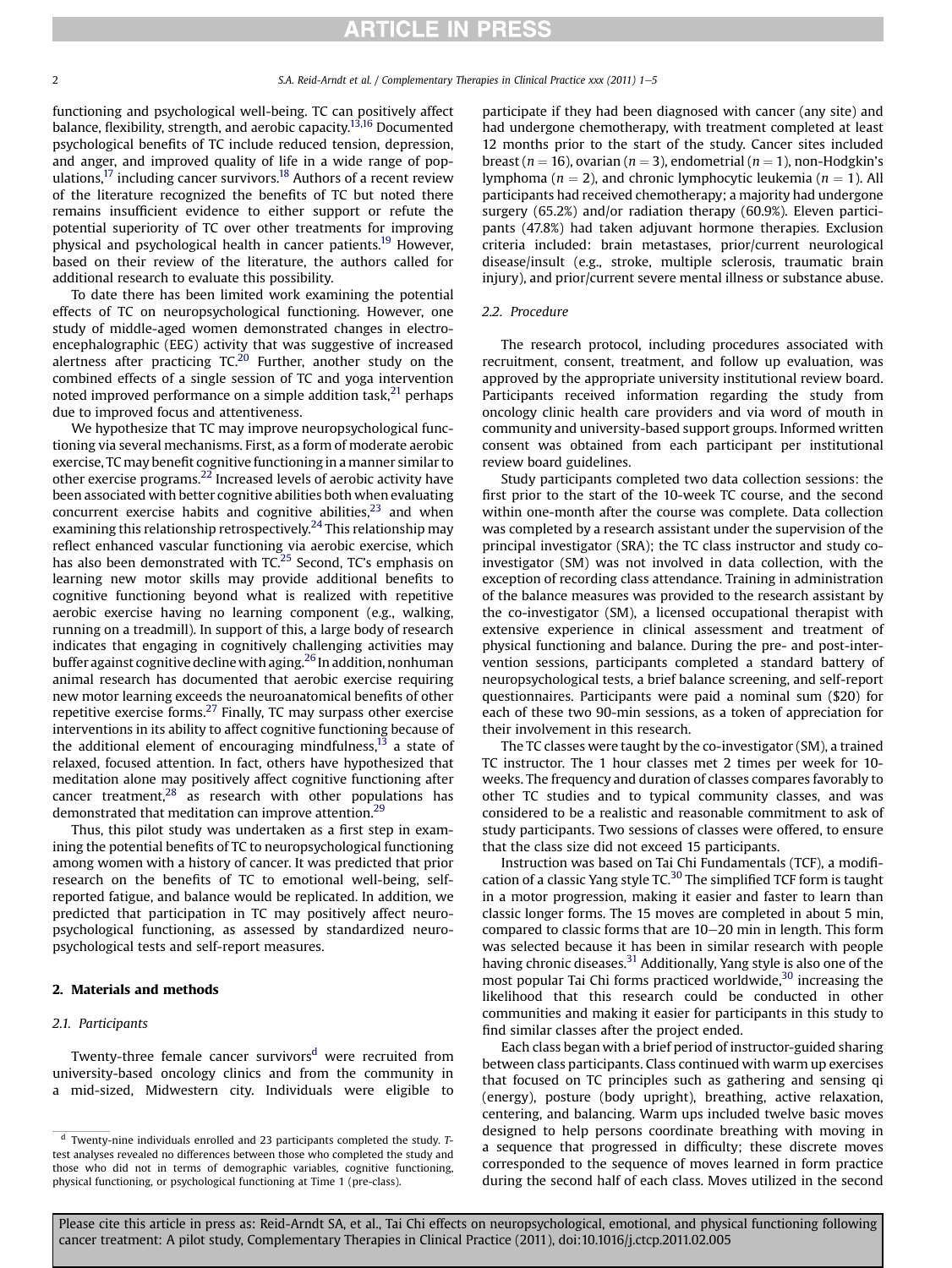functioning and psychological well-being. TC can positively affect balance, flexibility, strength, and aerobic capacity.[13,16] Documented psychological benefits of TC include reduced tension, depression, and anger, and improved quality of life in a wide range of populations,[17] including cancer survivors.[18] Authors of a recent review of the literature recognized the benefits of TC but noted there remains insufficient evidence to either support or refute the potential superiority of TC over other treatments for improving physical and psychological health in cancer patients.[19] However, based on their review of the literature, the authors called for additional research to evaluate this possibility.

To date there has been limited work examining the potential effects of TC on neuropsychological functioning. However, one study of middle-aged women demonstrated changes in electroencephalographic (EEG) activity that was suggestive of increased alertness after practicing TC.[20] Further, another study on the combined effects of a single session of TC and yoga intervention noted improved performance on a simple addition task,[21] perhaps due to improved focus and attentiveness.

We hypothesize that TC may improve neuropsychological functioning via several mechanisms. First, as a form of moderate aerobic exercise, TC may benefit cognitive functioning in a manner similar to other exercise programs.[22] Increased levels of aerobic activity have been associated with better cognitive abilities both when evaluating concurrent exercise habits and cognitive abilities,[23] and when examining this relationship retrospectively.[24] This relationship may reflect enhanced vascular functioning via aerobic exercise, which has also been demonstrated with TC.[25] Second, TC's emphasis on learning new motor skills may provide additional benefits to cognitive functioning beyond what is realized with repetitive aerobic exercise having no learning component (e.g., walking, running on a treadmill). In support of this, a large body of research indicates that engaging in cognitively challenging activities may buffer against cognitive decline with aging.[26] In addition, nonhuman animal research has documented that aerobic exercise requiring new motor learning exceeds the neuroanatomical benefits of other repetitive exercise forms.[27] Finally, TC may surpass other exercise interventions in its ability to affect cognitive functioning because of the additional element of encouraging mindfulness,[13] a state of relaxed, focused attention. In fact, others have hypothesized that meditation alone may positively affect cognitive functioning after cancer treatment,[28] as research with other populations has demonstrated that meditation can improve attention.[29]

Thus, this pilot study was undertaken as a first step in examining the potential benefits of TC to neuropsychological functioning among women with a history of cancer. It was predicted that prior research on the benefits of TC to emotional well-being, self-reported fatigue, and balance would be replicated. In addition, we predicted that participation in TC may positively affect neuropsychological functioning, as assessed by standardized neuropsychological tests and self-report measures.

## 2. Materials and methods

### 2.1. Participants

Twenty-three female cancer survivors[d] were recruited from university-based oncology clinics and from the community in a mid-sized, Midwestern city. Individuals were eligible to participate if they had been diagnosed with cancer (any site) and had undergone chemotherapy, with treatment completed at least 12 months prior to the start of the study. Cancer sites included breast ($n = 16$), ovarian ($n = 3$), endometrial ($n = 1$), non-Hodgkin's lymphoma ($n = 2$), and chronic lymphocytic leukemia ($n = 1$). All participants had received chemotherapy; a majority had undergone surgery (65.2%) and/or radiation therapy (60.9%). Eleven participants (47.8%) had taken adjuvant hormone therapies. Exclusion criteria included: brain metastases, prior/current neurological disease/insult (e.g., stroke, multiple sclerosis, traumatic brain injury), and prior/current severe mental illness or substance abuse.

### 2.2. Procedure

The research protocol, including procedures associated with recruitment, consent, treatment, and follow up evaluation, was approved by the appropriate university institutional review board. Participants received information regarding the study from oncology clinic health care providers and via word of mouth in community and university-based support groups. Informed written consent was obtained from each participant per institutional review board guidelines.

Study participants completed two data collection sessions: the first prior to the start of the 10-week TC course, and the second within one-month after the course was complete. Data collection was completed by a research assistant under the supervision of the principal investigator (SRA); the TC class instructor and study co-investigator (SM) was not involved in data collection, with the exception of recording class attendance. Training in administration of the balance measures was provided to the research assistant by the co-investigator (SM), a licensed occupational therapist with extensive experience in clinical assessment and treatment of physical functioning and balance. During the pre- and post-intervention sessions, participants completed a standard battery of neuropsychological tests, a brief balance screening, and self-report questionnaires. Participants were paid a nominal sum ($20) for each of these two 90-min sessions, as a token of appreciation for their involvement in this research.

The TC classes were taught by the co-investigator (SM), a trained TC instructor. The 1 hour classes met 2 times per week for 10-weeks. The frequency and duration of classes compares favorably to other TC studies and to typical community classes, and was considered to be a realistic and reasonable commitment to ask of study participants. Two sessions of classes were offered, to ensure that the class size did not exceed 15 participants.

Instruction was based on Tai Chi Fundamentals (TCF), a modification of a classic Yang style TC.[30] The simplified TCF form is taught in a motor progression, making it easier and faster to learn than classic longer forms. The 15 moves are completed in about 5 min, compared to classic forms that are 10–20 min in length. This form was selected because it has been in similar research with people having chronic diseases.[31] Additionally, Yang style is also one of the most popular Tai Chi forms practiced worldwide,[30] increasing the likelihood that this research could be conducted in other communities and making it easier for participants in this study to find similar classes after the project ended.

Each class began with a brief period of instructor-guided sharing between class participants. Class continued with warm up exercises that focused on TC principles such as gathering and sensing qi (energy), posture (body upright), breathing, active relaxation, centering, and balancing. Warm ups included twelve basic moves designed to help persons coordinate breathing with moving in a sequence that progressed in difficulty; these discrete moves corresponded to the sequence of moves learned in form practice during the second half of each class. Moves utilized in the second

[d] Twenty-nine individuals enrolled and 23 participants completed the study. *T*-test analyses revealed no differences between those who completed the study and those who did not in terms of demographic variables, cognitive functioning, physical functioning, or psychological functioning at Time 1 (pre-class).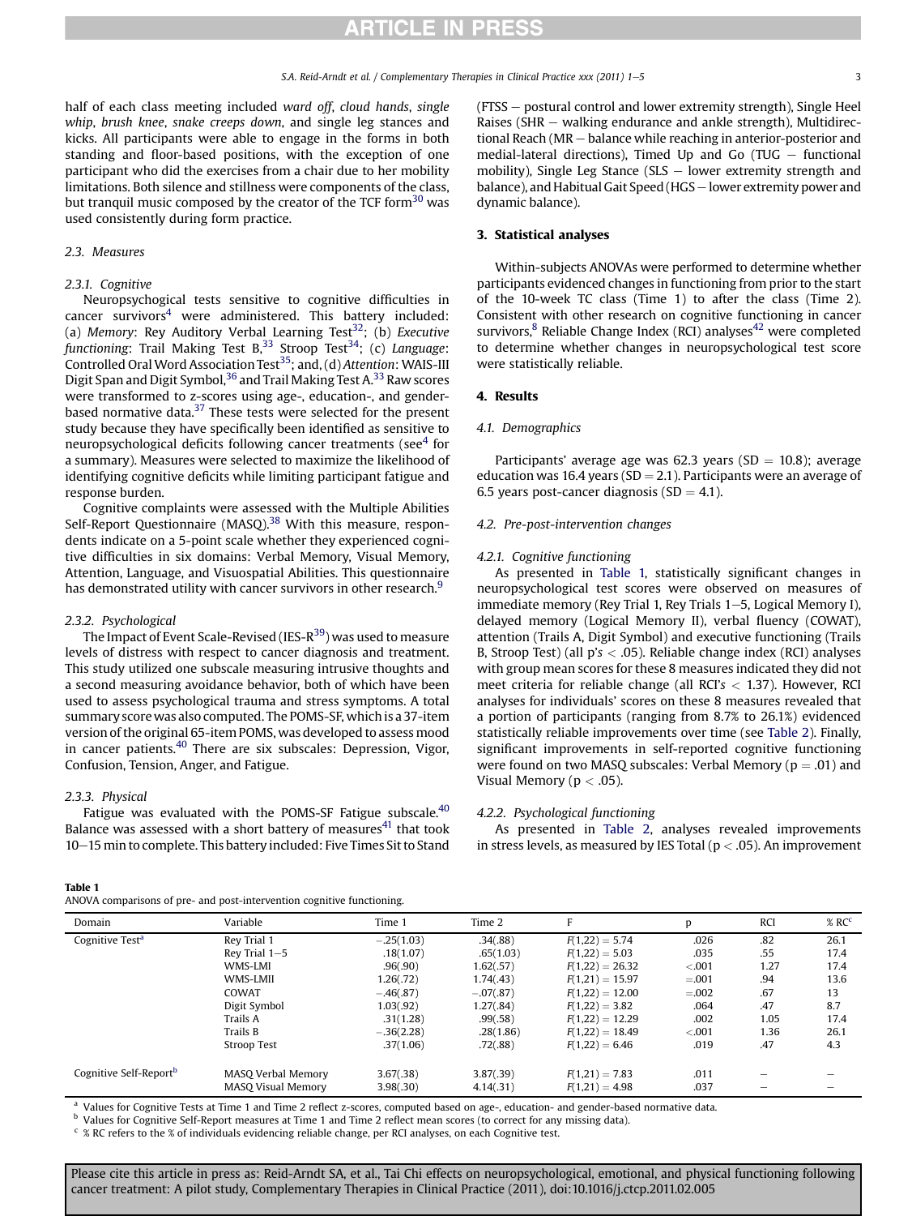half of each class meeting included *ward off*, *cloud hands*, *single whip*, *brush knee*, *snake creeps down*, and single leg stances and kicks. All participants were able to engage in the forms in both standing and floor-based positions, with the exception of one participant who did the exercises from a chair due to her mobility limitations. Both silence and stillness were components of the class, but tranquil music composed by the creator of the TCF form[30] was used consistently during form practice.

### 2.3. Measures

#### 2.3.1. Cognitive

Neuropsychological tests sensitive to cognitive difficulties in cancer survivors[4] were administered. This battery included: (a) *Memory*: Rey Auditory Verbal Learning Test[32]; (b) *Executive functioning*: Trail Making Test B,[33] Stroop Test[34]; (c) *Language*: Controlled Oral Word Association Test[35]; and, (d) *Attention*: WAIS-III Digit Span and Digit Symbol,[36] and Trail Making Test A.[33] Raw scores were transformed to z-scores using age-, education-, and gender-based normative data.[37] These tests were selected for the present study because they have specifically been identified as sensitive to neuropsychological deficits following cancer treatments (see[4] for a summary). Measures were selected to maximize the likelihood of identifying cognitive deficits while limiting participant fatigue and response burden.

Cognitive complaints were assessed with the Multiple Abilities Self-Report Questionnaire (MASQ).[38] With this measure, respondents indicate on a 5-point scale whether they experienced cognitive difficulties in six domains: Verbal Memory, Visual Memory, Attention, Language, and Visuospatial Abilities. This questionnaire has demonstrated utility with cancer survivors in other research.[9]

#### 2.3.2. Psychological

The Impact of Event Scale-Revised (IES-R[39]) was used to measure levels of distress with respect to cancer diagnosis and treatment. This study utilized one subscale measuring intrusive thoughts and a second measuring avoidance behavior, both of which have been used to assess psychological trauma and stress symptoms. A total summary score was also computed. The POMS-SF, which is a 37-item version of the original 65-item POMS, was developed to assess mood in cancer patients.[40] There are six subscales: Depression, Vigor, Confusion, Tension, Anger, and Fatigue.

#### 2.3.3. Physical

Fatigue was evaluated with the POMS-SF Fatigue subscale.[40] Balance was assessed with a short battery of measures[41] that took 10–15 min to complete. This battery included: Five Times Sit to Stand (FTSS – postural control and lower extremity strength), Single Heel Raises (SHR – walking endurance and ankle strength), Multidirectional Reach (MR – balance while reaching in anterior-posterior and medial-lateral directions), Timed Up and Go (TUG – functional mobility), Single Leg Stance (SLS – lower extremity strength and balance), and Habitual Gait Speed (HGS – lower extremity power and dynamic balance).

## 3. Statistical analyses

Within-subjects ANOVAs were performed to determine whether participants evidenced changes in functioning from prior to the start of the 10-week TC class (Time 1) to after the class (Time 2). Consistent with other research on cognitive functioning in cancer survivors,[8] Reliable Change Index (RCI) analyses[42] were completed to determine whether changes in neuropsychological test score were statistically reliable.

## 4. Results

### 4.1. Demographics

Participants' average age was 62.3 years (SD = 10.8); average education was 16.4 years (SD = 2.1). Participants were an average of 6.5 years post-cancer diagnosis (SD = 4.1).

### 4.2. Pre-post-intervention changes

#### 4.2.1. Cognitive functioning

As presented in Table 1, statistically significant changes in neuropsychological test scores were observed on measures of immediate memory (Rey Trial 1, Rey Trials 1–5, Logical Memory I), delayed memory (Logical Memory II), verbal fluency (COWAT), attention (Trails A, Digit Symbol) and executive functioning (Trails B, Stroop Test) (all p's $< .05$). Reliable change index (RCI) analyses with group mean scores for these 8 measures indicated they did not meet criteria for reliable change (all RCI's $< 1.37$). However, RCI analyses for individuals' scores on these 8 measures revealed that a portion of participants (ranging from 8.7% to 26.1%) evidenced statistically reliable improvements over time (see Table 2). Finally, significant improvements in self-reported cognitive functioning were found on two MASQ subscales: Verbal Memory ($p = .01$) and Visual Memory ($p < .05$).

#### 4.2.2. Psychological functioning

As presented in Table 2, analyses revealed improvements in stress levels, as measured by IES Total ($p < .05$). An improvement

**Table 1**
ANOVA comparisons of pre- and post-intervention cognitive functioning.

| Domain | Variable | Time 1 | Time 2 | F | p | RCI | % RC[c] |
|---|---|---|---|---|---|---|---|
| Cognitive Test[a] | Rey Trial 1 | −.25(1.03) | .34(.88) | $F(1,22) = 5.74$ | .026 | .82 | 26.1 |
| | Rey Trial 1–5 | .18(1.07) | .65(1.03) | $F(1,22) = 5.03$ | .035 | .55 | 17.4 |
| | WMS-LMI | .96(.90) | 1.62(.57) | $F(1,22) = 26.32$ | <.001 | 1.27 | 17.4 |
| | WMS-LMII | 1.26(.72) | 1.74(.43) | $F(1,21) = 15.97$ | =.001 | .94 | 13.6 |
| | COWAT | −.46(.87) | −.07(.87) | $F(1,22) = 12.00$ | =.002 | .67 | 13 |
| | Digit Symbol | 1.03(.92) | 1.27(.84) | $F(1,22) = 3.82$ | .064 | .47 | 8.7 |
| | Trails A | .31(1.28) | .99(.58) | $F(1,22) = 12.29$ | .002 | 1.05 | 17.4 |
| | Trails B | −.36(2.28) | .28(1.86) | $F(1,22) = 18.49$ | <.001 | 1.36 | 26.1 |
| | Stroop Test | .37(1.06) | .72(.88) | $F(1,22) = 6.46$ | .019 | .47 | 4.3 |
| Cognitive Self-Report[b] | MASQ Verbal Memory | 3.67(.38) | 3.87(.39) | $F(1,21) = 7.83$ | .011 | – | – |
| | MASQ Visual Memory | 3.98(.30) | 4.14(.31) | $F(1,21) = 4.98$ | .037 | – | – |

[a] Values for Cognitive Tests at Time 1 and Time 2 reflect z-scores, computed based on age-, education- and gender-based normative data.
[b] Values for Cognitive Self-Report measures at Time 1 and Time 2 reflect mean scores (to correct for any missing data).
[c] % RC refers to the % of individuals evidencing reliable change, per RCI analyses, on each Cognitive test.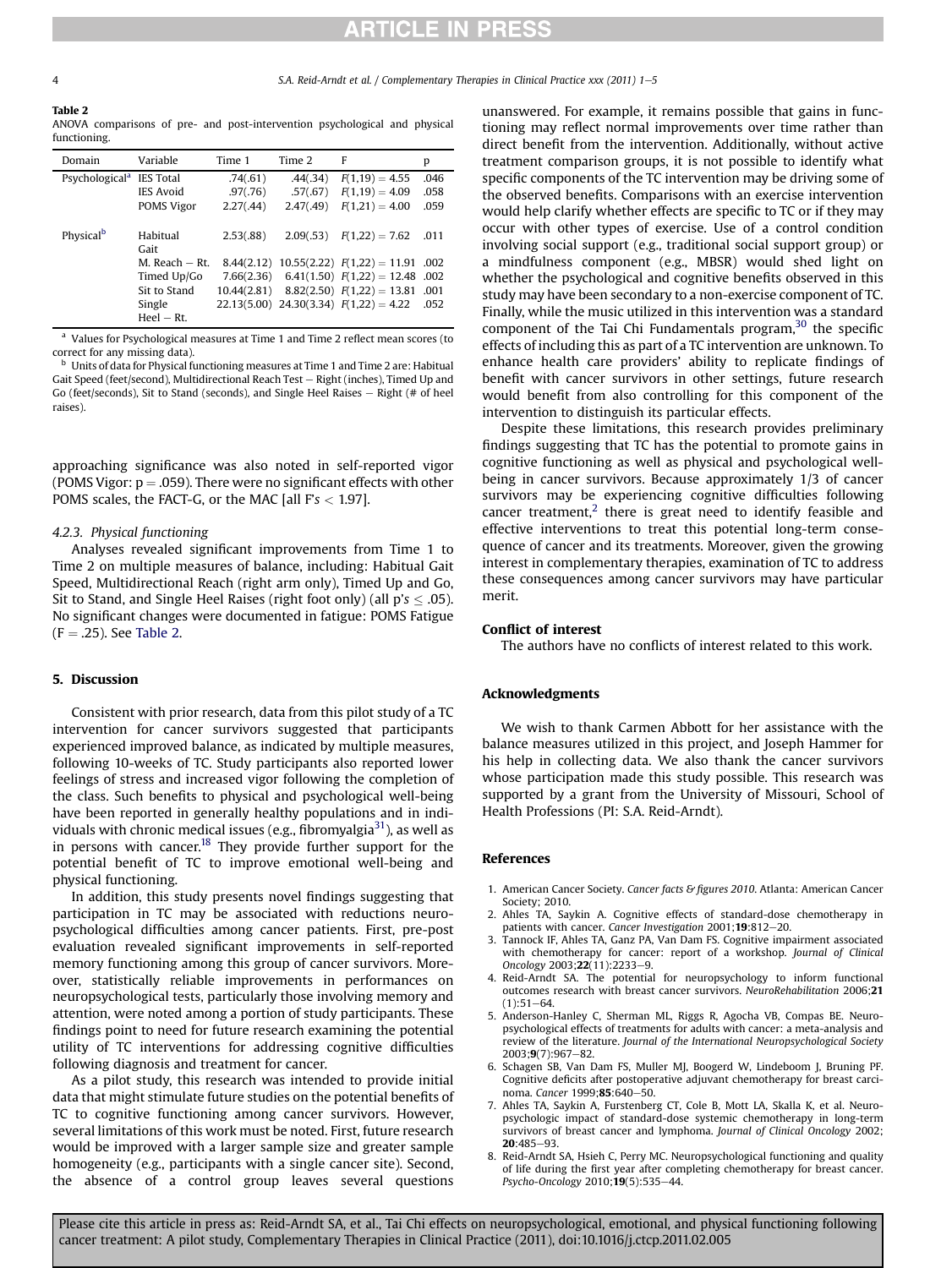**Table 2**
ANOVA comparisons of pre- and post-intervention psychological and physical functioning.

| Domain | Variable | Time 1 | Time 2 | F | p |
|---|---|---|---|---|---|
| Psychological[a] | IES Total | .74(.61) | .44(.34) | $F(1,19) = 4.55$ | .046 |
| | IES Avoid | .97(.76) | .57(.67) | $F(1,19) = 4.09$ | .058 |
| | POMS Vigor | 2.27(.44) | 2.47(.49) | $F(1,21) = 4.00$ | .059 |
| Physical[b] | Habitual Gait | 2.53(.88) | 2.09(.53) | $F(1,22) = 7.62$ | .011 |
| | M. Reach − Rt. | 8.44(2.12) | 10.55(2.22) | $F(1,22) = 11.91$ | .002 |
| | Timed Up/Go | 7.66(2.36) | 6.41(1.50) | $F(1,22) = 12.48$ | .002 |
| | Sit to Stand | 10.44(2.81) | 8.82(2.50) | $F(1,22) = 13.81$ | .001 |
| | Single Heel − Rt. | 22.13(5.00) | 24.30(3.34) | $F(1,22) = 4.22$ | .052 |

[a] Values for Psychological measures at Time 1 and Time 2 reflect mean scores (to correct for any missing data).
[b] Units of data for Physical functioning measures at Time 1 and Time 2 are: Habitual Gait Speed (feet/second), Multidirectional Reach Test − Right (inches), Timed Up and Go (feet/seconds), Sit to Stand (seconds), and Single Heel Raises − Right (# of heel raises).

approaching significance was also noted in self-reported vigor (POMS Vigor: $p = .059$). There were no significant effects with other POMS scales, the FACT-G, or the MAC [all $F$'s $< 1.97$].

#### 4.2.3. Physical functioning

Analyses revealed significant improvements from Time 1 to Time 2 on multiple measures of balance, including: Habitual Gait Speed, Multidirectional Reach (right arm only), Timed Up and Go, Sit to Stand, and Single Heel Raises (right foot only) (all $p$'s $\leq .05$). No significant changes were documented in fatigue: POMS Fatigue ($F = .25$). See Table 2.

## 5. Discussion

Consistent with prior research, data from this pilot study of a TC intervention for cancer survivors suggested that participants experienced improved balance, as indicated by multiple measures, following 10-weeks of TC. Study participants also reported lower feelings of stress and increased vigor following the completion of the class. Such benefits to physical and psychological well-being have been reported in generally healthy populations and in individuals with chronic medical issues (e.g., fibromyalgia[31]), as well as in persons with cancer.[18] They provide further support for the potential benefit of TC to improve emotional well-being and physical functioning.

In addition, this study presents novel findings suggesting that participation in TC may be associated with reductions neuropsychological difficulties among cancer patients. First, pre-post evaluation revealed significant improvements in self-reported memory functioning among this group of cancer survivors. Moreover, statistically reliable improvements in performances on neuropsychological tests, particularly those involving memory and attention, were noted among a portion of study participants. These findings point to need for future research examining the potential utility of TC interventions for addressing cognitive difficulties following diagnosis and treatment for cancer.

As a pilot study, this research was intended to provide initial data that might stimulate future studies on the potential benefits of TC to cognitive functioning among cancer survivors. However, several limitations of this work must be noted. First, future research would be improved with a larger sample size and greater sample homogeneity (e.g., participants with a single cancer site). Second, the absence of a control group leaves several questions unanswered. For example, it remains possible that gains in functioning may reflect normal improvements over time rather than direct benefit from the intervention. Additionally, without active treatment comparison groups, it is not possible to identify what specific components of the TC intervention may be driving some of the observed benefits. Comparisons with an exercise intervention would help clarify whether effects are specific to TC or if they may occur with other types of exercise. Use of a control condition involving social support (e.g., traditional social support group) or a mindfulness component (e.g., MBSR) would shed light on whether the psychological and cognitive benefits observed in this study may have been secondary to a non-exercise component of TC. Finally, while the music utilized in this intervention was a standard component of the Tai Chi Fundamentals program,[30] the specific effects of including this as part of a TC intervention are unknown. To enhance health care providers' ability to replicate findings of benefit with cancer survivors in other settings, future research would benefit from also controlling for this component of the intervention to distinguish its particular effects.

Despite these limitations, this research provides preliminary findings suggesting that TC has the potential to promote gains in cognitive functioning as well as physical and psychological well-being in cancer survivors. Because approximately 1/3 of cancer survivors may be experiencing cognitive difficulties following cancer treatment,[2] there is great need to identify feasible and effective interventions to treat this potential long-term consequence of cancer and its treatments. Moreover, given the growing interest in complementary therapies, examination of TC to address these consequences among cancer survivors may have particular merit.

### Conflict of interest

The authors have no conflicts of interest related to this work.

### Acknowledgments

We wish to thank Carmen Abbott for her assistance with the balance measures utilized in this project, and Joseph Hammer for his help in collecting data. We also thank the cancer survivors whose participation made this study possible. This research was supported by a grant from the University of Missouri, School of Health Professions (PI: S.A. Reid-Arndt).

### References

1. American Cancer Society. *Cancer facts & figures 2010*. Atlanta: American Cancer Society; 2010.
2. Ahles TA, Saykin A. Cognitive effects of standard-dose chemotherapy in patients with cancer. *Cancer Investigation* 2001;**19**:812–20.
3. Tannock IF, Ahles TA, Ganz PA, Van Dam FS. Cognitive impairment associated with chemotherapy for cancer: report of a workshop. *Journal of Clinical Oncology* 2003;**22**(11):2233–9.
4. Reid-Arndt SA. The potential for neuropsychology to inform functional outcomes research with breast cancer survivors. *NeuroRehabilitation* 2006;**21**(1):51–64.
5. Anderson-Hanley C, Sherman ML, Riggs R, Agocha VB, Compas BE. Neuropsychological effects of treatments for adults with cancer: a meta-analysis and review of the literature. *Journal of the International Neuropsychological Society* 2003;**9**(7):967–82.
6. Schagen SB, Van Dam FS, Muller MJ, Boogerd W, Lindeboom J, Bruning PF. Cognitive deficits after postoperative adjuvant chemotherapy for breast carcinoma. *Cancer* 1999;**85**:640–50.
7. Ahles TA, Saykin A, Furstenberg CT, Cole B, Mott LA, Skalla K, et al. Neuropsychologic impact of standard-dose systemic chemotherapy in long-term survivors of breast cancer and lymphoma. *Journal of Clinical Oncology* 2002;**20**:485–93.
8. Reid-Arndt SA, Hsieh C, Perry MC. Neuropsychological functioning and quality of life during the first year after completing chemotherapy for breast cancer. *Psycho-Oncology* 2010;**19**(5):535–44.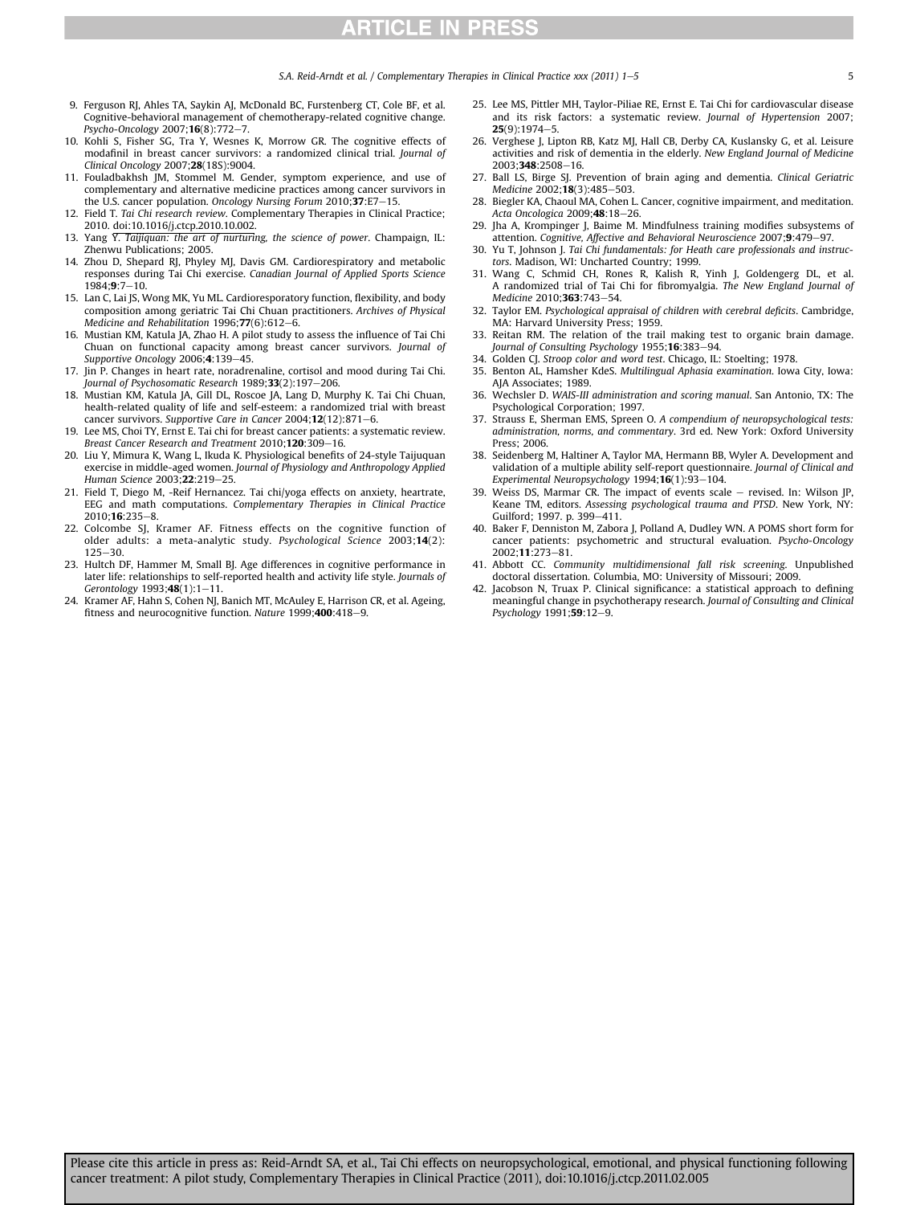9. Ferguson RJ, Ahles TA, Saykin AJ, McDonald BC, Furstenberg CT, Cole BF, et al. Cognitive-behavioral management of chemotherapy-related cognitive change. *Psycho-Oncology* 2007;**16**(8):772–7.
10. Kohli S, Fisher SG, Tra Y, Wesnes K, Morrow GR. The cognitive effects of modafinil in breast cancer survivors: a randomized clinical trial. *Journal of Clinical Oncology* 2007;**28**(18S):9004.
11. Fouladbakhsh JM, Stommel M. Gender, symptom experience, and use of complementary and alternative medicine practices among cancer survivors in the U.S. cancer population. *Oncology Nursing Forum* 2010;**37**:E7–15.
12. Field T. *Tai Chi research review*. Complementary Therapies in Clinical Practice; 2010. doi:10.1016/j.ctcp.2010.10.002.
13. Yang Y. *Taijiquan: the art of nurturing, the science of power*. Champaign, IL: Zhenwu Publications; 2005.
14. Zhou D, Shepard RJ, Phyley MJ, Davis GM. Cardiorespiratory and metabolic responses during Tai Chi exercise. *Canadian Journal of Applied Sports Science* 1984;**9**:7–10.
15. Lan C, Lai JS, Wong MK, Yu ML. Cardiorespiratory function, flexibility, and body composition among geriatric Tai Chi Chuan practitioners. *Archives of Physical Medicine and Rehabilitation* 1996;**77**(6):612–6.
16. Mustian KM, Katula JA, Zhao H. A pilot study to assess the influence of Tai Chi Chuan on functional capacity among breast cancer survivors. *Journal of Supportive Oncology* 2006;**4**:139–45.
17. Jin P. Changes in heart rate, noradrenaline, cortisol and mood during Tai Chi. *Journal of Psychosomatic Research* 1989;**33**(2):197–206.
18. Mustian KM, Katula JA, Gill DL, Roscoe JA, Lang D, Murphy K. Tai Chi Chuan, health-related quality of life and self-esteem: a randomized trial with breast cancer survivors. *Supportive Care in Cancer* 2004;**12**(12):871–6.
19. Lee MS, Choi TY, Ernst E. Tai chi for breast cancer patients: a systematic review. *Breast Cancer Research and Treatment* 2010;**120**:309–16.
20. Liu Y, Mimura K, Wang L, Ikuda K. Physiological benefits of 24-style Taijuquan exercise in middle-aged women. *Journal of Physiology and Anthropology Applied Human Science* 2003;**22**:219–25.
21. Field T, Diego M, -Reif Hernancez. Tai chi/yoga effects on anxiety, heartrate, EEG and math computations. *Complementary Therapies in Clinical Practice* 2010;**16**:235–8.
22. Colcombe SJ, Kramer AF. Fitness effects on the cognitive function of older adults: a meta-analytic study. *Psychological Science* 2003;**14**(2):125–30.
23. Hultch DF, Hammer M, Small BJ. Age differences in cognitive performance in later life: relationships to self-reported health and activity life style. *Journals of Gerontology* 1993;**48**(1):1–11.
24. Kramer AF, Hahn S, Cohen NJ, Banich MT, McAuley E, Harrison CR, et al. Ageing, fitness and neurocognitive function. *Nature* 1999;**400**:418–9.
25. Lee MS, Pittler MH, Taylor-Piliae RE, Ernst E. Tai Chi for cardiovascular disease and its risk factors: a systematic review. *Journal of Hypertension* 2007;**25**(9):1974–5.
26. Verghese J, Lipton RB, Katz MJ, Hall CB, Derby CA, Kuslansky G, et al. Leisure activities and risk of dementia in the elderly. *New England Journal of Medicine* 2003;**348**:2508–16.
27. Ball LS, Birge SJ. Prevention of brain aging and dementia. *Clinical Geriatric Medicine* 2002;**18**(3):485–503.
28. Biegler KA, Chaoul MA, Cohen L. Cancer, cognitive impairment, and meditation. *Acta Oncologica* 2009;**48**:18–26.
29. Jha A, Krompinger J, Baime M. Mindfulness training modifies subsystems of attention. *Cognitive, Affective and Behavioral Neuroscience* 2007;**9**:479–97.
30. Yu T, Johnson J. *Tai Chi fundamentals: for Heath care professionals and instructors*. Madison, WI: Uncharted Country; 1999.
31. Wang C, Schmid CH, Rones R, Kalish R, Yinh J, Goldengerg DL, et al. A randomized trial of Tai Chi for fibromyalgia. *The New England Journal of Medicine* 2010;**363**:743–54.
32. Taylor EM. *Psychological appraisal of children with cerebral deficits*. Cambridge, MA: Harvard University Press; 1959.
33. Reitan RM. The relation of the trail making test to organic brain damage. *Journal of Consulting Psychology* 1955;**16**:383–94.
34. Golden CJ. *Stroop color and word test*. Chicago, IL: Stoelting; 1978.
35. Benton AL, Hamsher KdeS. *Multilingual Aphasia examination*. Iowa City, Iowa: AJA Associates; 1989.
36. Wechsler D. *WAIS-III administration and scoring manual*. San Antonio, TX: The Psychological Corporation; 1997.
37. Strauss E, Sherman EMS, Spreen O. *A compendium of neuropsychological tests: administration, norms, and commentary*. 3rd ed. New York: Oxford University Press; 2006.
38. Seidenberg M, Haltiner A, Taylor MA, Hermann BB, Wyler A. Development and validation of a multiple ability self-report questionnaire. *Journal of Clinical and Experimental Neuropsychology* 1994;**16**(1):93–104.
39. Weiss DS, Marmar CR. The impact of events scale – revised. In: Wilson JP, Keane TM, editors. *Assessing psychological trauma and PTSD*. New York, NY: Guilford; 1997. p. 399–411.
40. Baker F, Denniston M, Zabora J, Polland A, Dudley WN. A POMS short form for cancer patients: psychometric and structural evaluation. *Psycho-Oncology* 2002;**11**:273–81.
41. Abbott CC. *Community multidimensional fall risk screening*. Unpublished doctoral dissertation. Columbia, MO: University of Missouri; 2009.
42. Jacobson N, Truax P. Clinical significance: a statistical approach to defining meaningful change in psychotherapy research. *Journal of Consulting and Clinical Psychology* 1991;**59**:12–9.